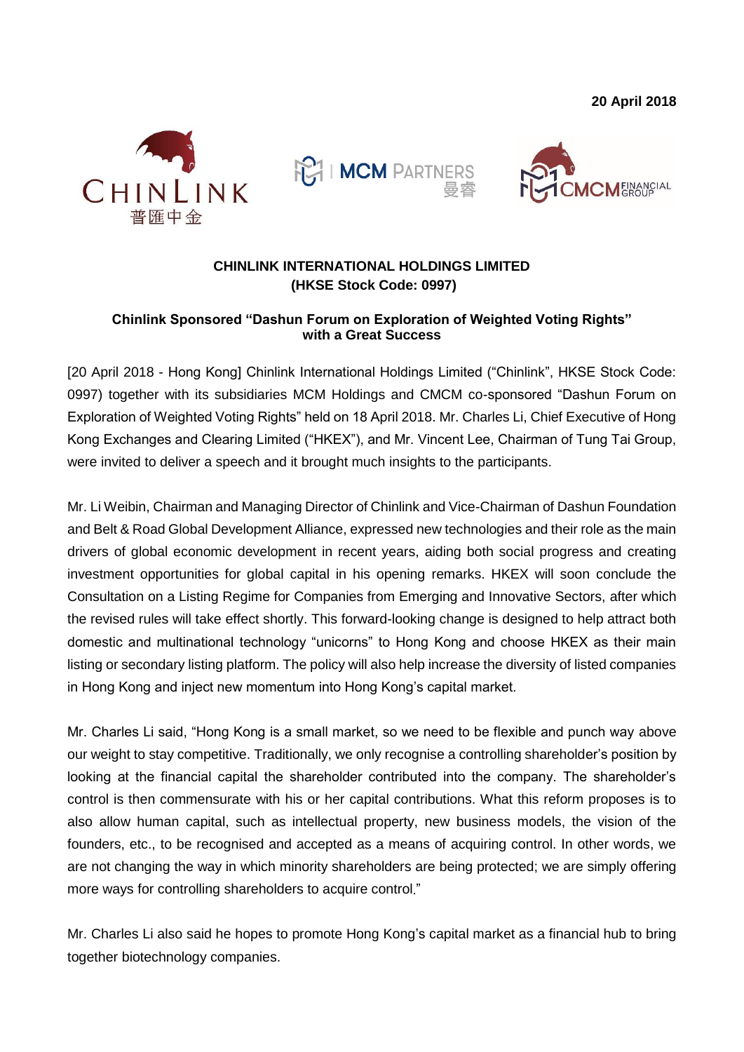**20 April 2018**

**CHINLINK INTERNATIONAL HOLDINGS LIMITED**
**(HKSE Stock Code: 0997)**

## Chinlink Sponsored "Dashun Forum on Exploration of Weighted Voting Rights" with a Great Success

[20 April 2018 - Hong Kong] Chinlink International Holdings Limited ("Chinlink", HKSE Stock Code: 0997) together with its subsidiaries MCM Holdings and CMCM co-sponsored "Dashun Forum on Exploration of Weighted Voting Rights" held on 18 April 2018. Mr. Charles Li, Chief Executive of Hong Kong Exchanges and Clearing Limited ("HKEX"), and Mr. Vincent Lee, Chairman of Tung Tai Group, were invited to deliver a speech and it brought much insights to the participants.

Mr. Li Weibin, Chairman and Managing Director of Chinlink and Vice-Chairman of Dashun Foundation and Belt & Road Global Development Alliance, expressed new technologies and their role as the main drivers of global economic development in recent years, aiding both social progress and creating investment opportunities for global capital in his opening remarks. HKEX will soon conclude the Consultation on a Listing Regime for Companies from Emerging and Innovative Sectors, after which the revised rules will take effect shortly. This forward-looking change is designed to help attract both domestic and multinational technology "unicorns" to Hong Kong and choose HKEX as their main listing or secondary listing platform. The policy will also help increase the diversity of listed companies in Hong Kong and inject new momentum into Hong Kong's capital market.

Mr. Charles Li said, "Hong Kong is a small market, so we need to be flexible and punch way above our weight to stay competitive. Traditionally, we only recognise a controlling shareholder's position by looking at the financial capital the shareholder contributed into the company. The shareholder's control is then commensurate with his or her capital contributions. What this reform proposes is to also allow human capital, such as intellectual property, new business models, the vision of the founders, etc., to be recognised and accepted as a means of acquiring control. In other words, we are not changing the way in which minority shareholders are being protected; we are simply offering more ways for controlling shareholders to acquire control."

Mr. Charles Li also said he hopes to promote Hong Kong's capital market as a financial hub to bring together biotechnology companies.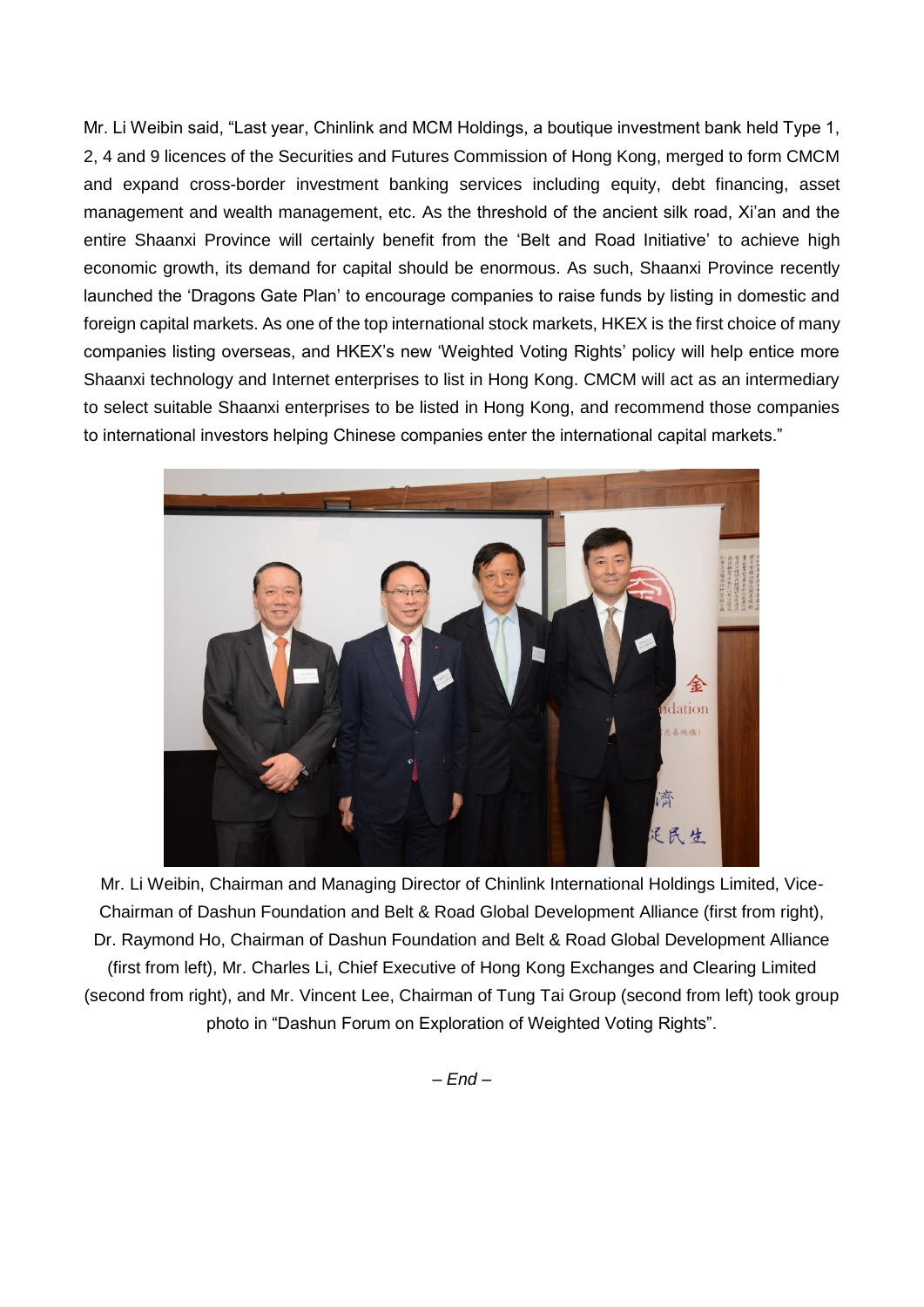Mr. Li Weibin said, "Last year, Chinlink and MCM Holdings, a boutique investment bank held Type 1, 2, 4 and 9 licences of the Securities and Futures Commission of Hong Kong, merged to form CMCM and expand cross-border investment banking services including equity, debt financing, asset management and wealth management, etc. As the threshold of the ancient silk road, Xi'an and the entire Shaanxi Province will certainly benefit from the 'Belt and Road Initiative' to achieve high economic growth, its demand for capital should be enormous. As such, Shaanxi Province recently launched the 'Dragons Gate Plan' to encourage companies to raise funds by listing in domestic and foreign capital markets. As one of the top international stock markets, HKEX is the first choice of many companies listing overseas, and HKEX's new 'Weighted Voting Rights' policy will help entice more Shaanxi technology and Internet enterprises to list in Hong Kong. CMCM will act as an intermediary to select suitable Shaanxi enterprises to be listed in Hong Kong, and recommend those companies to international investors helping Chinese companies enter the international capital markets."

Mr. Li Weibin, Chairman and Managing Director of Chinlink International Holdings Limited, Vice-Chairman of Dashun Foundation and Belt & Road Global Development Alliance (first from right), Dr. Raymond Ho, Chairman of Dashun Foundation and Belt & Road Global Development Alliance (first from left), Mr. Charles Li, Chief Executive of Hong Kong Exchanges and Clearing Limited (second from right), and Mr. Vincent Lee, Chairman of Tung Tai Group (second from left) took group photo in "Dashun Forum on Exploration of Weighted Voting Rights".

*– End –*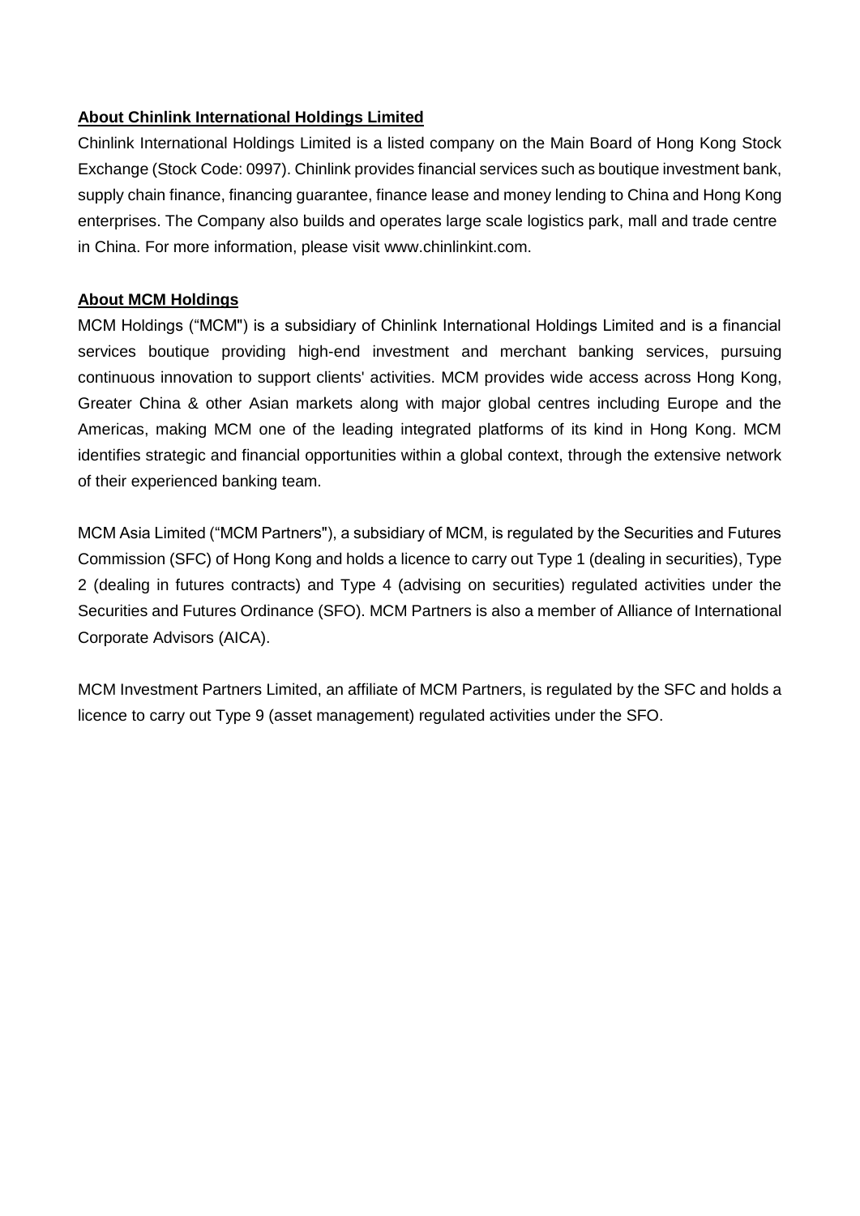**About Chinlink International Holdings Limited**

Chinlink International Holdings Limited is a listed company on the Main Board of Hong Kong Stock Exchange (Stock Code: 0997). Chinlink provides financial services such as boutique investment bank, supply chain finance, financing guarantee, finance lease and money lending to China and Hong Kong enterprises. The Company also builds and operates large scale logistics park, mall and trade centre in China. For more information, please visit www.chinlinkint.com.

**About MCM Holdings**

MCM Holdings ("MCM") is a subsidiary of Chinlink International Holdings Limited and is a financial services boutique providing high-end investment and merchant banking services, pursuing continuous innovation to support clients' activities. MCM provides wide access across Hong Kong, Greater China & other Asian markets along with major global centres including Europe and the Americas, making MCM one of the leading integrated platforms of its kind in Hong Kong. MCM identifies strategic and financial opportunities within a global context, through the extensive network of their experienced banking team.

MCM Asia Limited ("MCM Partners"), a subsidiary of MCM, is regulated by the Securities and Futures Commission (SFC) of Hong Kong and holds a licence to carry out Type 1 (dealing in securities), Type 2 (dealing in futures contracts) and Type 4 (advising on securities) regulated activities under the Securities and Futures Ordinance (SFO). MCM Partners is also a member of Alliance of International Corporate Advisors (AICA).

MCM Investment Partners Limited, an affiliate of MCM Partners, is regulated by the SFC and holds a licence to carry out Type 9 (asset management) regulated activities under the SFO.